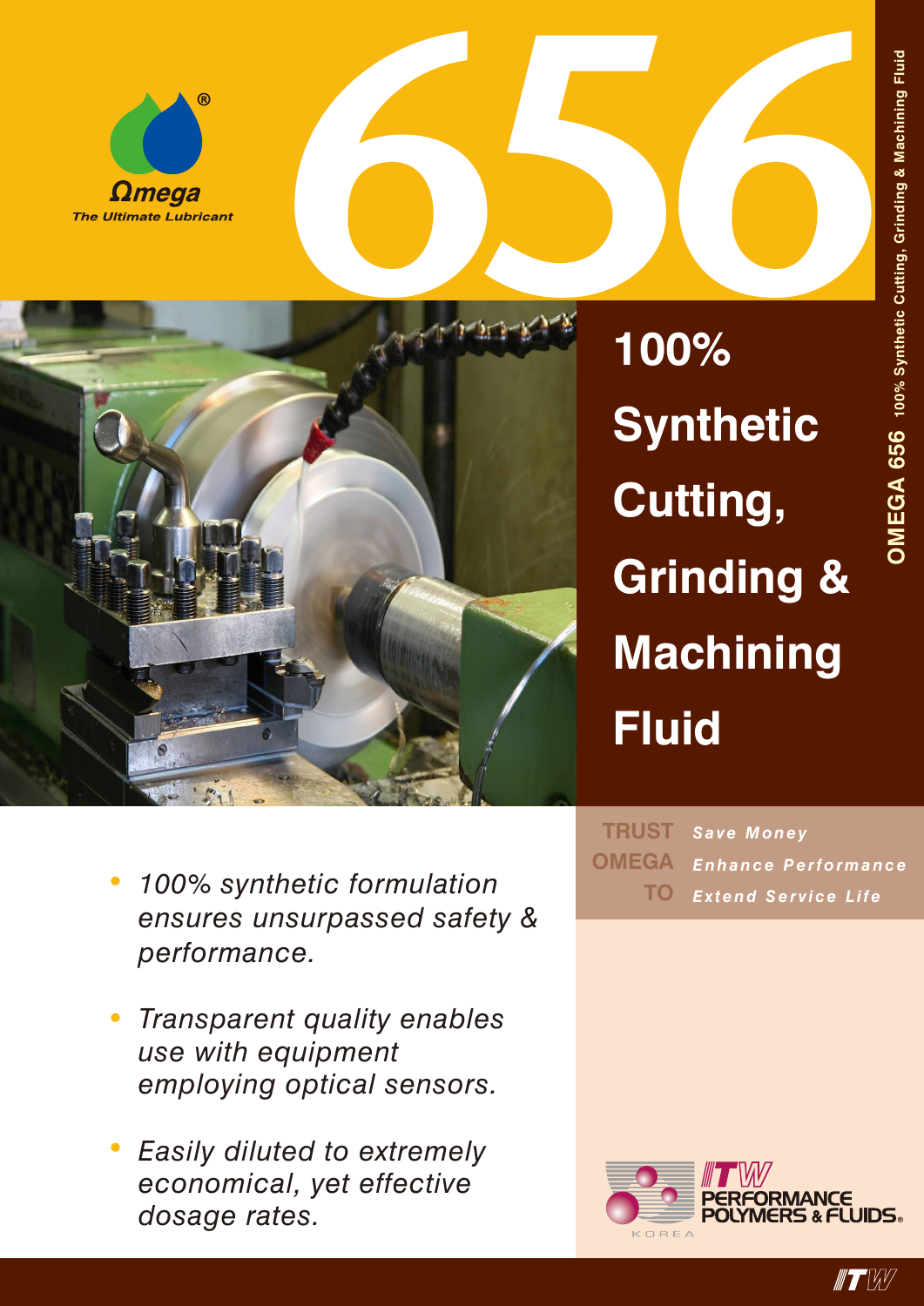Ωmega®

*The Ultimate Lubricant*

# 656

OMEGA 656 100% Synthetic Cutting, Grinding & Machining Fluid

## 100% Synthetic Cutting, Grinding & Machining Fluid

- *100% synthetic formulation ensures unsurpassed safety & performance.*
- *Transparent quality enables use with equipment employing optical sensors.*
- *Easily diluted to extremely economical, yet effective dosage rates.*

**TRUST OMEGA TO**

***Save Money***

***Enhance Performance***

***Extend Service Life***

ITW PERFORMANCE POLYMERS & FLUIDS® KOREA

ITW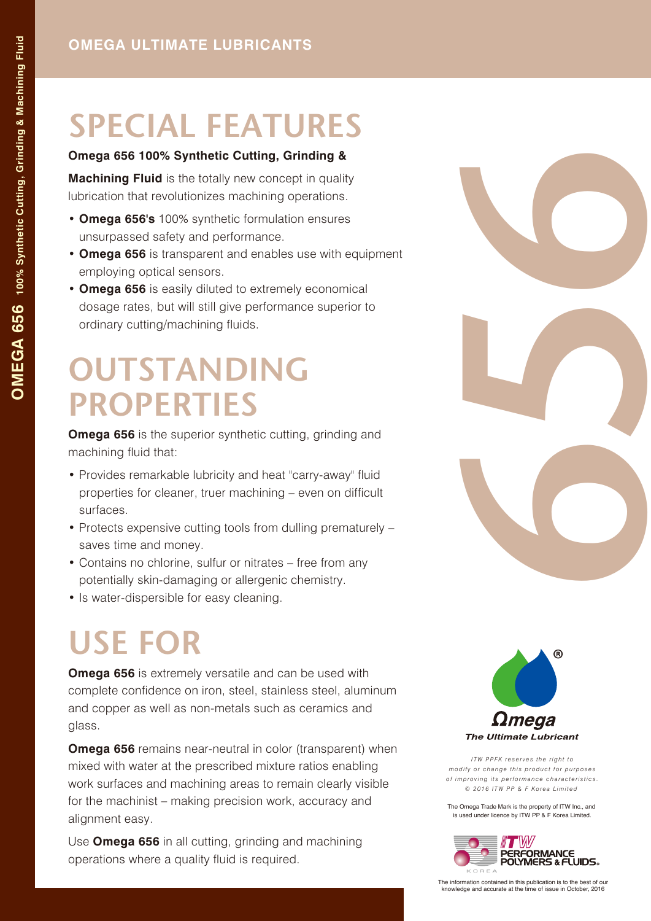# SPECIAL FEATURES

**Omega 656 100% Synthetic Cutting, Grinding & Machining Fluid** is the totally new concept in quality lubrication that revolutionizes machining operations.

- **Omega 656's** 100% synthetic formulation ensures unsurpassed safety and performance.
- **Omega 656** is transparent and enables use with equipment employing optical sensors.
- **Omega 656** is easily diluted to extremely economical dosage rates, but will still give performance superior to ordinary cutting/machining fluids.

# OUTSTANDING PROPERTIES

**Omega 656** is the superior synthetic cutting, grinding and machining fluid that:

- Provides remarkable lubricity and heat "carry-away" fluid properties for cleaner, truer machining – even on difficult surfaces.
- Protects expensive cutting tools from dulling prematurely – saves time and money.
- Contains no chlorine, sulfur or nitrates – free from any potentially skin-damaging or allergenic chemistry.
- Is water-dispersible for easy cleaning.

# USE FOR

**Omega 656** is extremely versatile and can be used with complete confidence on iron, steel, stainless steel, aluminum and copper as well as non-metals such as ceramics and glass.

**Omega 656** remains near-neutral in color (transparent) when mixed with water at the prescribed mixture ratios enabling work surfaces and machining areas to remain clearly visible for the machinist – making precision work, accuracy and alignment easy.

Use **Omega 656** in all cutting, grinding and machining operations where a quality fluid is required.

*ITW PPFK reserves the right to modify or change this product for purposes of improving its performance characteristics. © 2016 ITW PP & F Korea Limited*

The Omega Trade Mark is the property of ITW Inc., and is used under licence by ITW PP & F Korea Limited.

The information contained in this publication is to the best of our knowledge and accurate at the time of issue in October, 2016